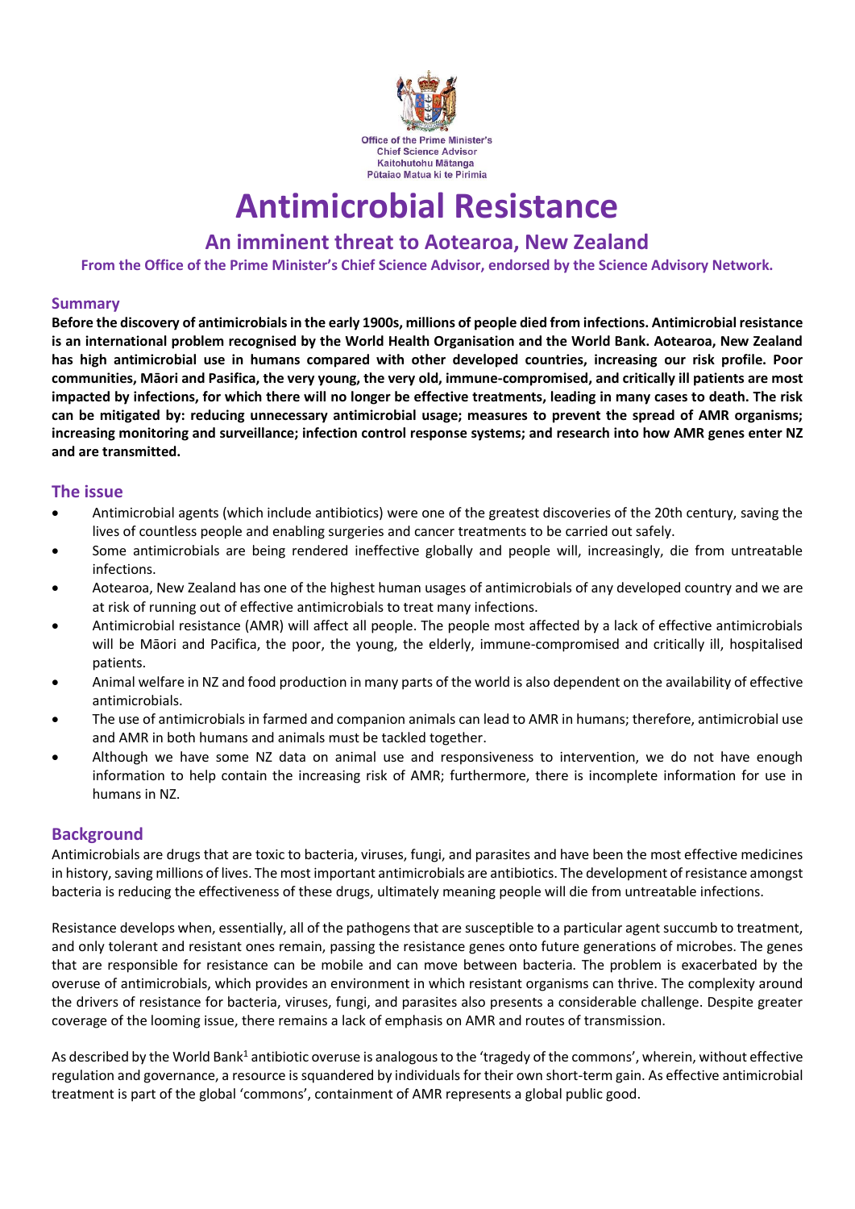Office of the Prime Minister's Chief Science Advisor
Kaitohutohu Mātanga Pūtaiao Matua ki te Pirimia

# Antimicrobial Resistance

## An imminent threat to Aotearoa, New Zealand

**From the Office of the Prime Minister's Chief Science Advisor, endorsed by the Science Advisory Network.**

### Summary

**Before the discovery of antimicrobials in the early 1900s, millions of people died from infections. Antimicrobial resistance is an international problem recognised by the World Health Organisation and the World Bank. Aotearoa, New Zealand has high antimicrobial use in humans compared with other developed countries, increasing our risk profile. Poor communities, Māori and Pasifica, the very young, the very old, immune-compromised, and critically ill patients are most impacted by infections, for which there will no longer be effective treatments, leading in many cases to death. The risk can be mitigated by: reducing unnecessary antimicrobial usage; measures to prevent the spread of AMR organisms; increasing monitoring and surveillance; infection control response systems; and research into how AMR genes enter NZ and are transmitted.**

### The issue

- Antimicrobial agents (which include antibiotics) were one of the greatest discoveries of the 20th century, saving the lives of countless people and enabling surgeries and cancer treatments to be carried out safely.
- Some antimicrobials are being rendered ineffective globally and people will, increasingly, die from untreatable infections.
- Aotearoa, New Zealand has one of the highest human usages of antimicrobials of any developed country and we are at risk of running out of effective antimicrobials to treat many infections.
- Antimicrobial resistance (AMR) will affect all people. The people most affected by a lack of effective antimicrobials will be Māori and Pacifica, the poor, the young, the elderly, immune-compromised and critically ill, hospitalised patients.
- Animal welfare in NZ and food production in many parts of the world is also dependent on the availability of effective antimicrobials.
- The use of antimicrobials in farmed and companion animals can lead to AMR in humans; therefore, antimicrobial use and AMR in both humans and animals must be tackled together.
- Although we have some NZ data on animal use and responsiveness to intervention, we do not have enough information to help contain the increasing risk of AMR; furthermore, there is incomplete information for use in humans in NZ.

### Background

Antimicrobials are drugs that are toxic to bacteria, viruses, fungi, and parasites and have been the most effective medicines in history, saving millions of lives. The most important antimicrobials are antibiotics. The development of resistance amongst bacteria is reducing the effectiveness of these drugs, ultimately meaning people will die from untreatable infections.

Resistance develops when, essentially, all of the pathogens that are susceptible to a particular agent succumb to treatment, and only tolerant and resistant ones remain, passing the resistance genes onto future generations of microbes. The genes that are responsible for resistance can be mobile and can move between bacteria. The problem is exacerbated by the overuse of antimicrobials, which provides an environment in which resistant organisms can thrive. The complexity around the drivers of resistance for bacteria, viruses, fungi, and parasites also presents a considerable challenge. Despite greater coverage of the looming issue, there remains a lack of emphasis on AMR and routes of transmission.

As described by the World Bank[1] antibiotic overuse is analogous to the 'tragedy of the commons', wherein, without effective regulation and governance, a resource is squandered by individuals for their own short-term gain. As effective antimicrobial treatment is part of the global 'commons', containment of AMR represents a global public good.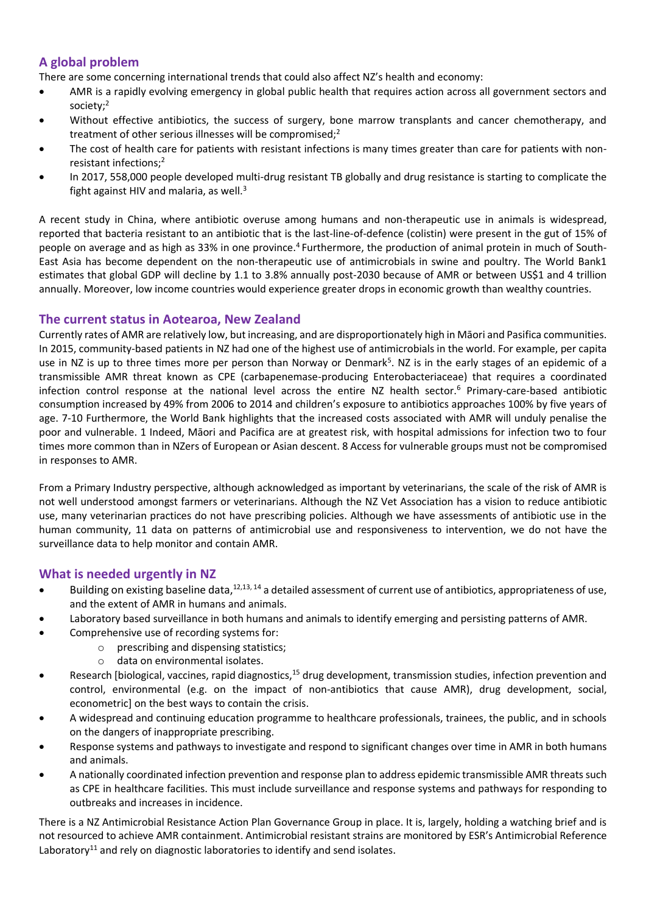## A global problem

There are some concerning international trends that could also affect NZ's health and economy:

- AMR is a rapidly evolving emergency in global public health that requires action across all government sectors and society;[2]
- Without effective antibiotics, the success of surgery, bone marrow transplants and cancer chemotherapy, and treatment of other serious illnesses will be compromised;[2]
- The cost of health care for patients with resistant infections is many times greater than care for patients with non-resistant infections;[2]
- In 2017, 558,000 people developed multi-drug resistant TB globally and drug resistance is starting to complicate the fight against HIV and malaria, as well.[3]

A recent study in China, where antibiotic overuse among humans and non-therapeutic use in animals is widespread, reported that bacteria resistant to an antibiotic that is the last-line-of-defence (colistin) were present in the gut of 15% of people on average and as high as 33% in one province.[4] Furthermore, the production of animal protein in much of South-East Asia has become dependent on the non-therapeutic use of antimicrobials in swine and poultry. The World Bank1 estimates that global GDP will decline by 1.1 to 3.8% annually post-2030 because of AMR or between US$1 and 4 trillion annually. Moreover, low income countries would experience greater drops in economic growth than wealthy countries.

## The current status in Aotearoa, New Zealand

Currently rates of AMR are relatively low, but increasing, and are disproportionately high in Māori and Pasifica communities. In 2015, community-based patients in NZ had one of the highest use of antimicrobials in the world. For example, per capita use in NZ is up to three times more per person than Norway or Denmark[5]. NZ is in the early stages of an epidemic of a transmissible AMR threat known as CPE (carbapenemase-producing Enterobacteriaceae) that requires a coordinated infection control response at the national level across the entire NZ health sector.[6] Primary-care-based antibiotic consumption increased by 49% from 2006 to 2014 and children's exposure to antibiotics approaches 100% by five years of age. 7-10 Furthermore, the World Bank highlights that the increased costs associated with AMR will unduly penalise the poor and vulnerable. 1 Indeed, Māori and Pacifica are at greatest risk, with hospital admissions for infection two to four times more common than in NZers of European or Asian descent. 8 Access for vulnerable groups must not be compromised in responses to AMR.

From a Primary Industry perspective, although acknowledged as important by veterinarians, the scale of the risk of AMR is not well understood amongst farmers or veterinarians. Although the NZ Vet Association has a vision to reduce antibiotic use, many veterinarian practices do not have prescribing policies. Although we have assessments of antibiotic use in the human community, 11 data on patterns of antimicrobial use and responsiveness to intervention, we do not have the surveillance data to help monitor and contain AMR.

## What is needed urgently in NZ

- Building on existing baseline data,[12,13,14] a detailed assessment of current use of antibiotics, appropriateness of use, and the extent of AMR in humans and animals.
- Laboratory based surveillance in both humans and animals to identify emerging and persisting patterns of AMR.
- Comprehensive use of recording systems for:
  - prescribing and dispensing statistics;
  - data on environmental isolates.
- Research [biological, vaccines, rapid diagnostics,[15] drug development, transmission studies, infection prevention and control, environmental (e.g. on the impact of non-antibiotics that cause AMR), drug development, social, econometric] on the best ways to contain the crisis.
- A widespread and continuing education programme to healthcare professionals, trainees, the public, and in schools on the dangers of inappropriate prescribing.
- Response systems and pathways to investigate and respond to significant changes over time in AMR in both humans and animals.
- A nationally coordinated infection prevention and response plan to address epidemic transmissible AMR threats such as CPE in healthcare facilities. This must include surveillance and response systems and pathways for responding to outbreaks and increases in incidence.

There is a NZ Antimicrobial Resistance Action Plan Governance Group in place. It is, largely, holding a watching brief and is not resourced to achieve AMR containment. Antimicrobial resistant strains are monitored by ESR's Antimicrobial Reference Laboratory[11] and rely on diagnostic laboratories to identify and send isolates.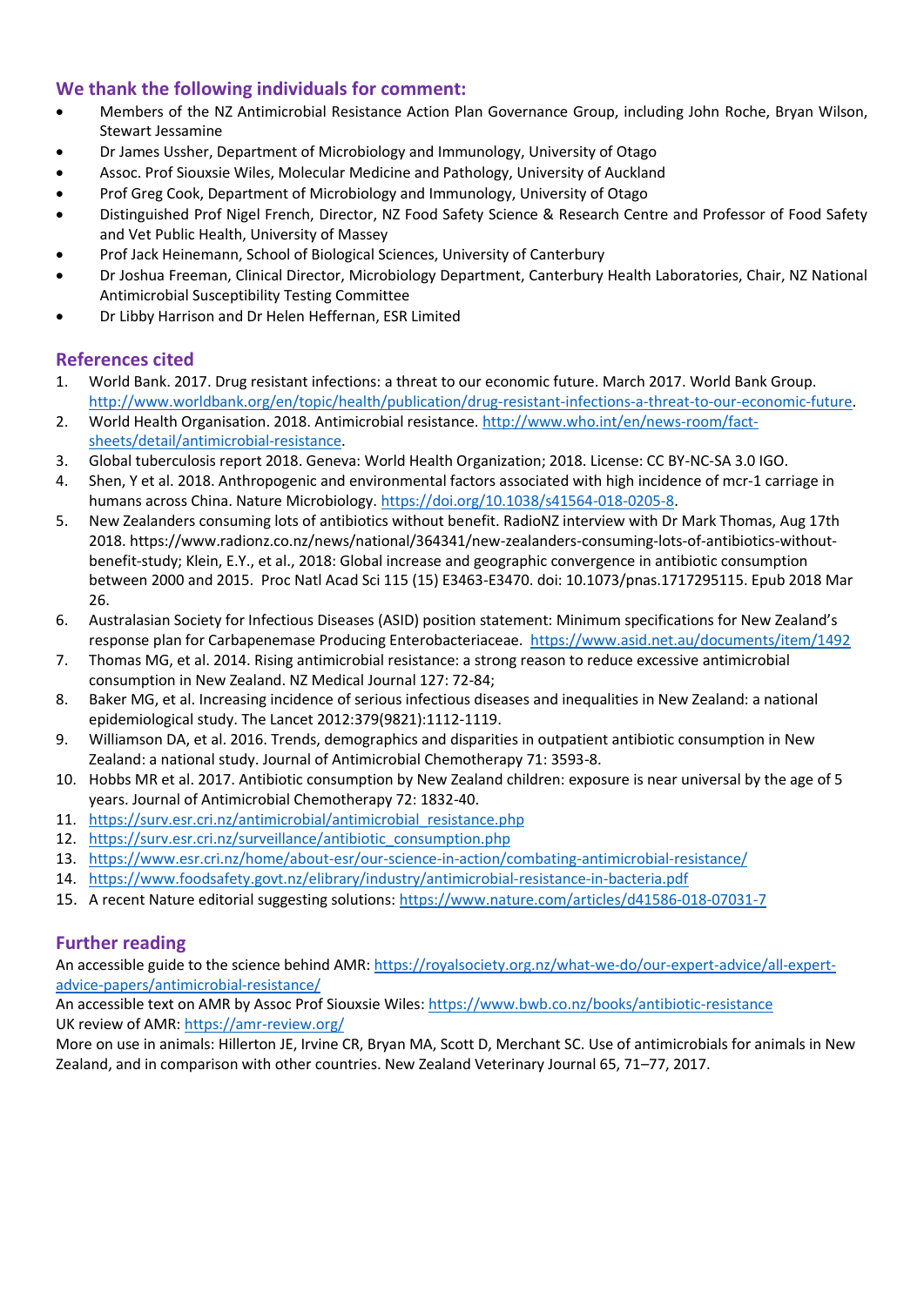## We thank the following individuals for comment:

- Members of the NZ Antimicrobial Resistance Action Plan Governance Group, including John Roche, Bryan Wilson, Stewart Jessamine
- Dr James Ussher, Department of Microbiology and Immunology, University of Otago
- Assoc. Prof Siouxsie Wiles, Molecular Medicine and Pathology, University of Auckland
- Prof Greg Cook, Department of Microbiology and Immunology, University of Otago
- Distinguished Prof Nigel French, Director, NZ Food Safety Science & Research Centre and Professor of Food Safety and Vet Public Health, University of Massey
- Prof Jack Heinemann, School of Biological Sciences, University of Canterbury
- Dr Joshua Freeman, Clinical Director, Microbiology Department, Canterbury Health Laboratories, Chair, NZ National Antimicrobial Susceptibility Testing Committee
- Dr Libby Harrison and Dr Helen Heffernan, ESR Limited

## References cited

1. World Bank. 2017. Drug resistant infections: a threat to our economic future. March 2017. World Bank Group. http://www.worldbank.org/en/topic/health/publication/drug-resistant-infections-a-threat-to-our-economic-future.
2. World Health Organisation. 2018. Antimicrobial resistance. http://www.who.int/en/news-room/fact-sheets/detail/antimicrobial-resistance.
3. Global tuberculosis report 2018. Geneva: World Health Organization; 2018. License: CC BY-NC-SA 3.0 IGO.
4. Shen, Y et al. 2018. Anthropogenic and environmental factors associated with high incidence of mcr-1 carriage in humans across China. Nature Microbiology. https://doi.org/10.1038/s41564-018-0205-8.
5. New Zealanders consuming lots of antibiotics without benefit. RadioNZ interview with Dr Mark Thomas, Aug 17th 2018. https://www.radionz.co.nz/news/national/364341/new-zealanders-consuming-lots-of-antibiotics-without-benefit-study; Klein, E.Y., et al., 2018: Global increase and geographic convergence in antibiotic consumption between 2000 and 2015. Proc Natl Acad Sci 115 (15) E3463-E3470. doi: 10.1073/pnas.1717295115. Epub 2018 Mar 26.
6. Australasian Society for Infectious Diseases (ASID) position statement: Minimum specifications for New Zealand's response plan for Carbapenemase Producing Enterobacteriaceae. https://www.asid.net.au/documents/item/1492
7. Thomas MG, et al. 2014. Rising antimicrobial resistance: a strong reason to reduce excessive antimicrobial consumption in New Zealand. NZ Medical Journal 127: 72-84;
8. Baker MG, et al. Increasing incidence of serious infectious diseases and inequalities in New Zealand: a national epidemiological study. The Lancet 2012:379(9821):1112-1119.
9. Williamson DA, et al. 2016. Trends, demographics and disparities in outpatient antibiotic consumption in New Zealand: a national study. Journal of Antimicrobial Chemotherapy 71: 3593-8.
10. Hobbs MR et al. 2017. Antibiotic consumption by New Zealand children: exposure is near universal by the age of 5 years. Journal of Antimicrobial Chemotherapy 72: 1832-40.
11. https://surv.esr.cri.nz/antimicrobial/antimicrobial_resistance.php
12. https://surv.esr.cri.nz/surveillance/antibiotic_consumption.php
13. https://www.esr.cri.nz/home/about-esr/our-science-in-action/combating-antimicrobial-resistance/
14. https://www.foodsafety.govt.nz/elibrary/industry/antimicrobial-resistance-in-bacteria.pdf
15. A recent Nature editorial suggesting solutions: https://www.nature.com/articles/d41586-018-07031-7

## Further reading

An accessible guide to the science behind AMR: https://royalsociety.org.nz/what-we-do/our-expert-advice/all-expert-advice-papers/antimicrobial-resistance/

An accessible text on AMR by Assoc Prof Siouxsie Wiles: https://www.bwb.co.nz/books/antibiotic-resistance

UK review of AMR: https://amr-review.org/

More on use in animals: Hillerton JE, Irvine CR, Bryan MA, Scott D, Merchant SC. Use of antimicrobials for animals in New Zealand, and in comparison with other countries. New Zealand Veterinary Journal 65, 71–77, 2017.